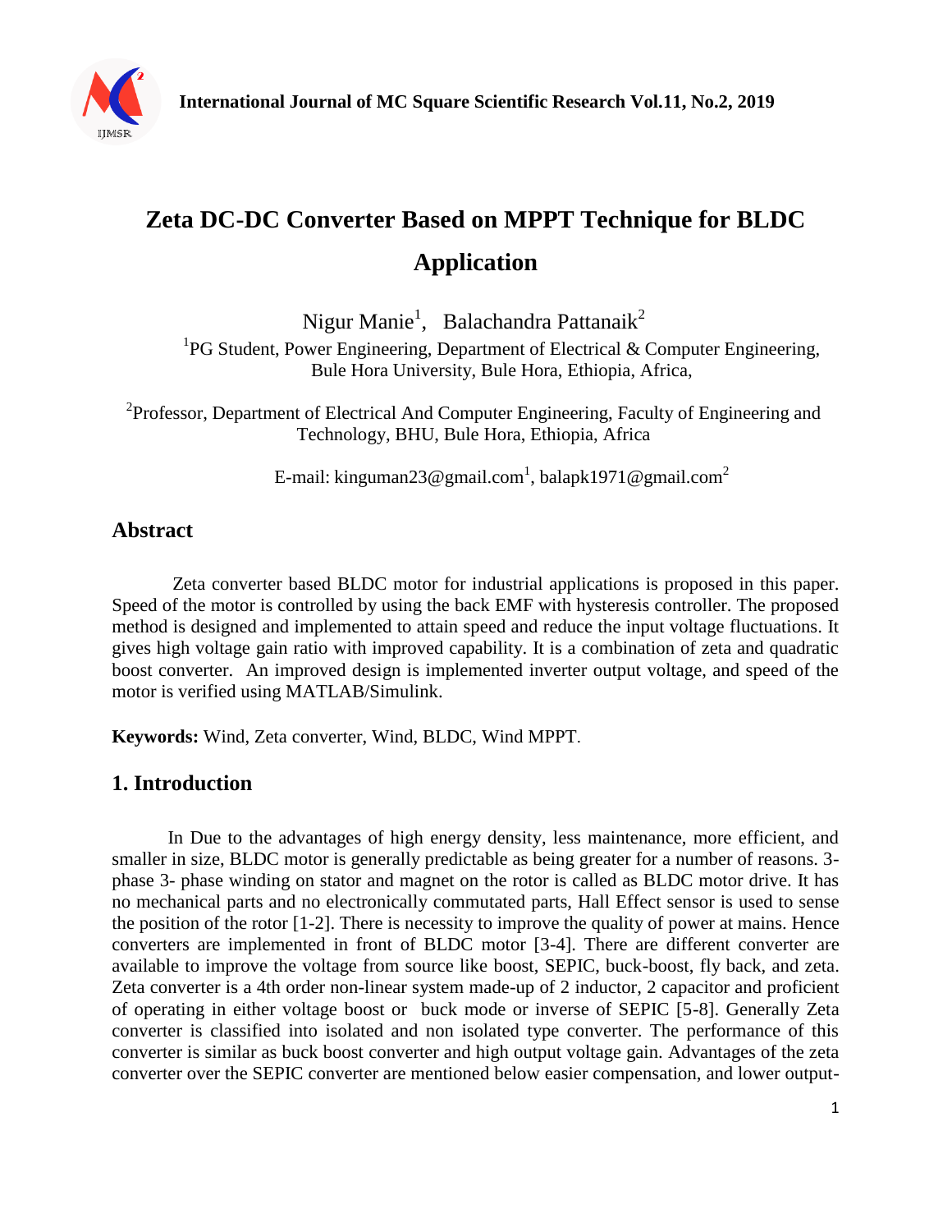# Zeta DC-DC Converter Based on MPPT Technique for BLDC Application

Nigur Manie[1], Balachandra Pattanaik[2]

[1]PG Student, Power Engineering, Department of Electrical & Computer Engineering, Bule Hora University, Bule Hora, Ethiopia, Africa,

[2]Professor, Department of Electrical And Computer Engineering, Faculty of Engineering and Technology, BHU, Bule Hora, Ethiopia, Africa

E-mail: kinguman23@gmail.com[1], balapk1971@gmail.com[2]

## Abstract

Zeta converter based BLDC motor for industrial applications is proposed in this paper. Speed of the motor is controlled by using the back EMF with hysteresis controller. The proposed method is designed and implemented to attain speed and reduce the input voltage fluctuations. It gives high voltage gain ratio with improved capability. It is a combination of zeta and quadratic boost converter. An improved design is implemented inverter output voltage, and speed of the motor is verified using MATLAB/Simulink.

**Keywords:** Wind, Zeta converter, Wind, BLDC, Wind MPPT.

## 1. Introduction

In Due to the advantages of high energy density, less maintenance, more efficient, and smaller in size, BLDC motor is generally predictable as being greater for a number of reasons. 3-phase 3- phase winding on stator and magnet on the rotor is called as BLDC motor drive. It has no mechanical parts and no electronically commutated parts, Hall Effect sensor is used to sense the position of the rotor [1-2]. There is necessity to improve the quality of power at mains. Hence converters are implemented in front of BLDC motor [3-4]. There are different converter are available to improve the voltage from source like boost, SEPIC, buck-boost, fly back, and zeta. Zeta converter is a 4th order non-linear system made-up of 2 inductor, 2 capacitor and proficient of operating in either voltage boost or buck mode or inverse of SEPIC [5-8]. Generally Zeta converter is classified into isolated and non isolated type converter. The performance of this converter is similar as buck boost converter and high output voltage gain. Advantages of the zeta converter over the SEPIC converter are mentioned below easier compensation, and lower output-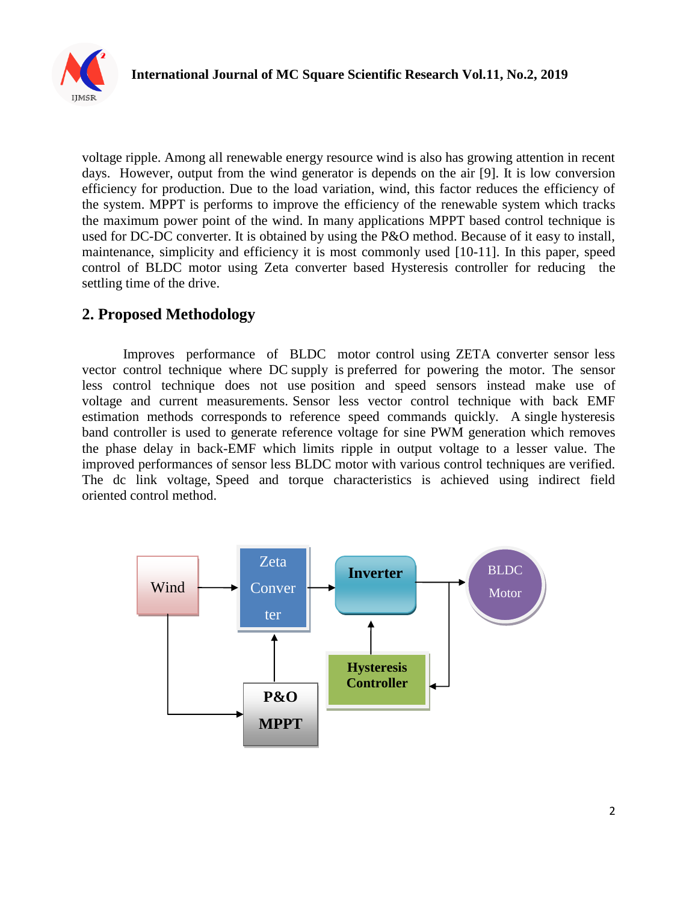voltage ripple. Among all renewable energy resource wind is also has growing attention in recent days. However, output from the wind generator is depends on the air [9]. It is low conversion efficiency for production. Due to the load variation, wind, this factor reduces the efficiency of the system. MPPT is performs to improve the efficiency of the renewable system which tracks the maximum power point of the wind. In many applications MPPT based control technique is used for DC-DC converter. It is obtained by using the P&O method. Because of it easy to install, maintenance, simplicity and efficiency it is most commonly used [10-11]. In this paper, speed control of BLDC motor using Zeta converter based Hysteresis controller for reducing the settling time of the drive.

## 2. Proposed Methodology

Improves performance of BLDC motor control using ZETA converter sensor less vector control technique where DC supply is preferred for powering the motor. The sensor less control technique does not use position and speed sensors instead make use of voltage and current measurements. Sensor less vector control technique with back EMF estimation methods corresponds to reference speed commands quickly. A single hysteresis band controller is used to generate reference voltage for sine PWM generation which removes the phase delay in back-EMF which limits ripple in output voltage to a lesser value. The improved performances of sensor less BLDC motor with various control techniques are verified. The dc link voltage, Speed and torque characteristics is achieved using indirect field oriented control method.

Wind → Zeta Converter → Inverter → BLDC Motor

Wind → P&O MPPT → Zeta Converter

BLDC Motor → Hysteresis Controller → Inverter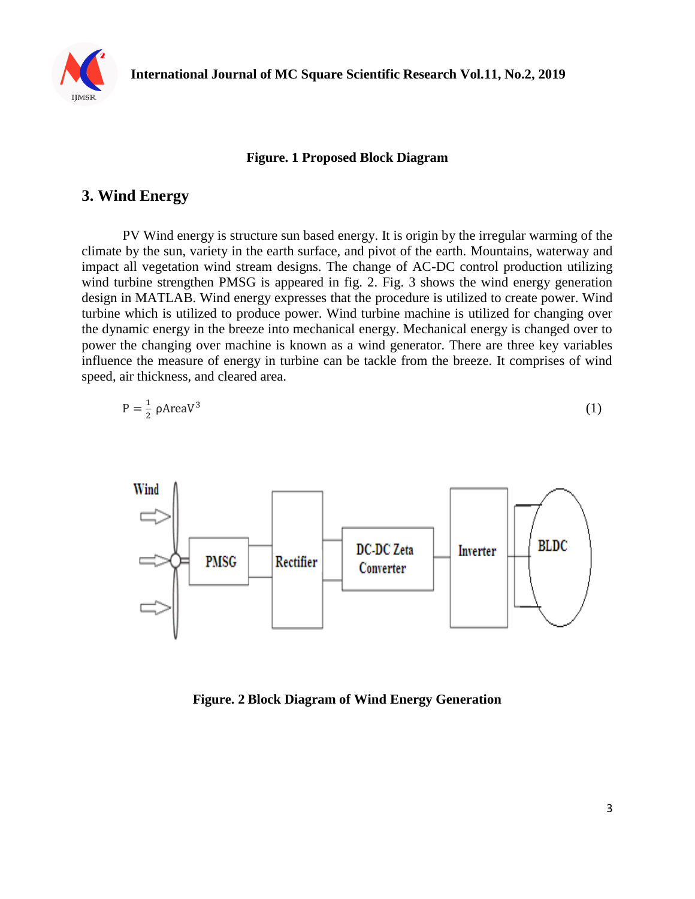**Figure. 1 Proposed Block Diagram**

## 3. Wind Energy

PV Wind energy is structure sun based energy. It is origin by the irregular warming of the climate by the sun, variety in the earth surface, and pivot of the earth. Mountains, waterway and impact all vegetation wind stream designs. The change of AC-DC control production utilizing wind turbine strengthen PMSG is appeared in fig. 2. Fig. 3 shows the wind energy generation design in MATLAB. Wind energy expresses that the procedure is utilized to create power. Wind turbine which is utilized to produce power. Wind turbine machine is utilized for changing over the dynamic energy in the breeze into mechanical energy. Mechanical energy is changed over to power the changing over machine is known as a wind generator. There are three key variables influence the measure of energy in turbine can be tackle from the breeze. It comprises of wind speed, air thickness, and cleared area.

$$P = \frac{1}{2}\,\rho \text{Area} V^3 \qquad (1)$$

**Figure. 2 Block Diagram of Wind Energy Generation**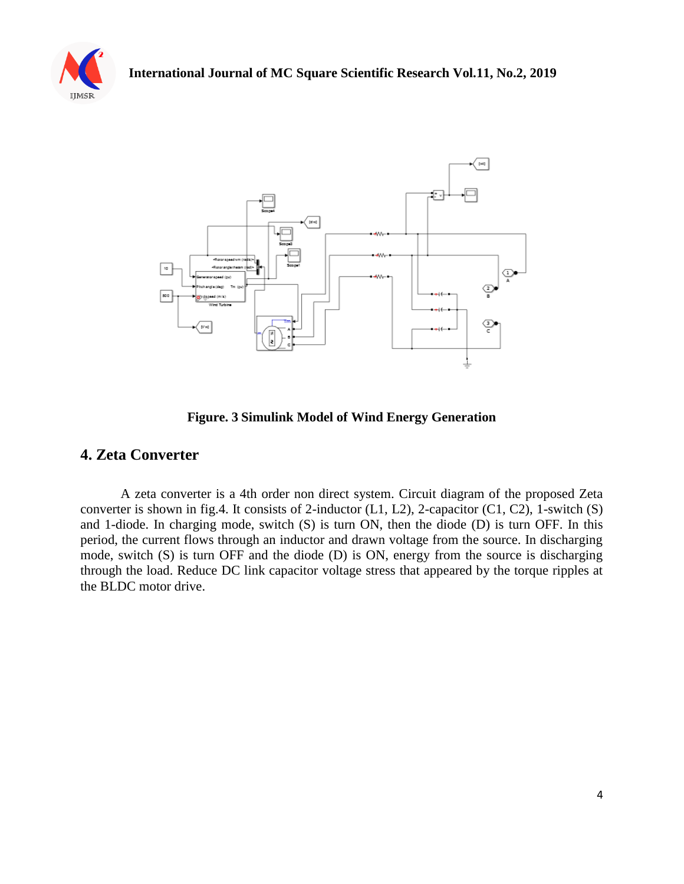**Figure. 3 Simulink Model of Wind Energy Generation**

## 4. Zeta Converter

A zeta converter is a 4th order non direct system. Circuit diagram of the proposed Zeta converter is shown in fig.4. It consists of 2-inductor (L1, L2), 2-capacitor (C1, C2), 1-switch (S) and 1-diode. In charging mode, switch (S) is turn ON, then the diode (D) is turn OFF. In this period, the current flows through an inductor and drawn voltage from the source. In discharging mode, switch (S) is turn OFF and the diode (D) is ON, energy from the source is discharging through the load. Reduce DC link capacitor voltage stress that appeared by the torque ripples at the BLDC motor drive.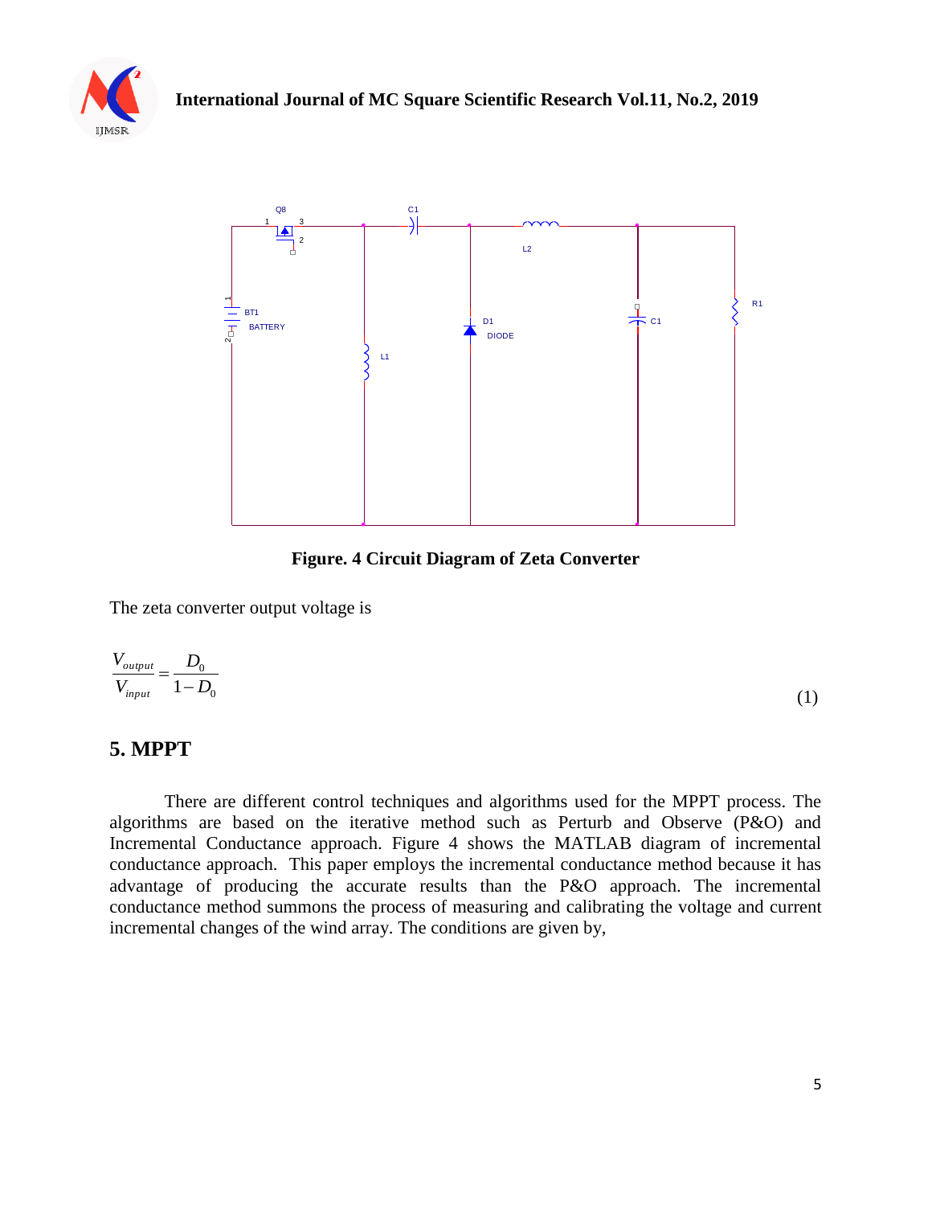Figure. 4 Circuit Diagram of Zeta Converter

The zeta converter output voltage is

$$\frac{V_{output}}{V_{input}} = \frac{D_0}{1 - D_0} \tag{1}$$

## 5. MPPT

There are different control techniques and algorithms used for the MPPT process. The algorithms are based on the iterative method such as Perturb and Observe (P&O) and Incremental Conductance approach. Figure 4 shows the MATLAB diagram of incremental conductance approach. This paper employs the incremental conductance method because it has advantage of producing the accurate results than the P&O approach. The incremental conductance method summons the process of measuring and calibrating the voltage and current incremental changes of the wind array. The conditions are given by,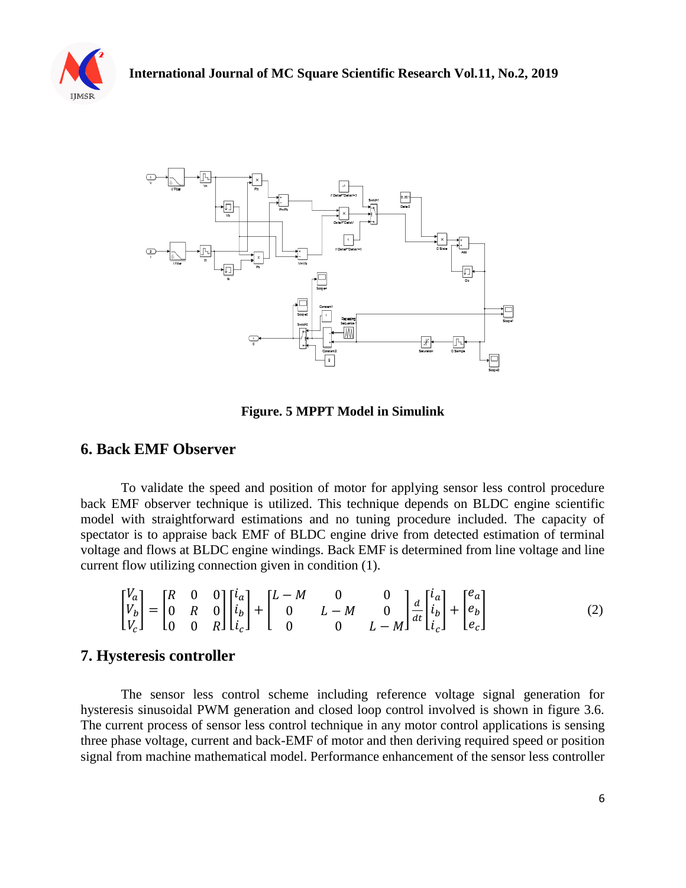**Figure. 5 MPPT Model in Simulink**

## 6. Back EMF Observer

To validate the speed and position of motor for applying sensor less control procedure back EMF observer technique is utilized. This technique depends on BLDC engine scientific model with straightforward estimations and no tuning procedure included. The capacity of spectator is to appraise back EMF of BLDC engine drive from detected estimation of terminal voltage and flows at BLDC engine windings. Back EMF is determined from line voltage and line current flow utilizing connection given in condition (1).

$$\begin{bmatrix} V_a \\ V_b \\ V_c \end{bmatrix} = \begin{bmatrix} R & 0 & 0 \\ 0 & R & 0 \\ 0 & 0 & R \end{bmatrix} \begin{bmatrix} i_a \\ i_b \\ i_c \end{bmatrix} + \begin{bmatrix} L-M & 0 & 0 \\ 0 & L-M & 0 \\ 0 & 0 & L-M \end{bmatrix} \frac{d}{dt} \begin{bmatrix} i_a \\ i_b \\ i_c \end{bmatrix} + \begin{bmatrix} e_a \\ e_b \\ e_c \end{bmatrix} \quad (2)$$

## 7. Hysteresis controller

The sensor less control scheme including reference voltage signal generation for hysteresis sinusoidal PWM generation and closed loop control involved is shown in figure 3.6. The current process of sensor less control technique in any motor control applications is sensing three phase voltage, current and back-EMF of motor and then deriving required speed or position signal from machine mathematical model. Performance enhancement of the sensor less controller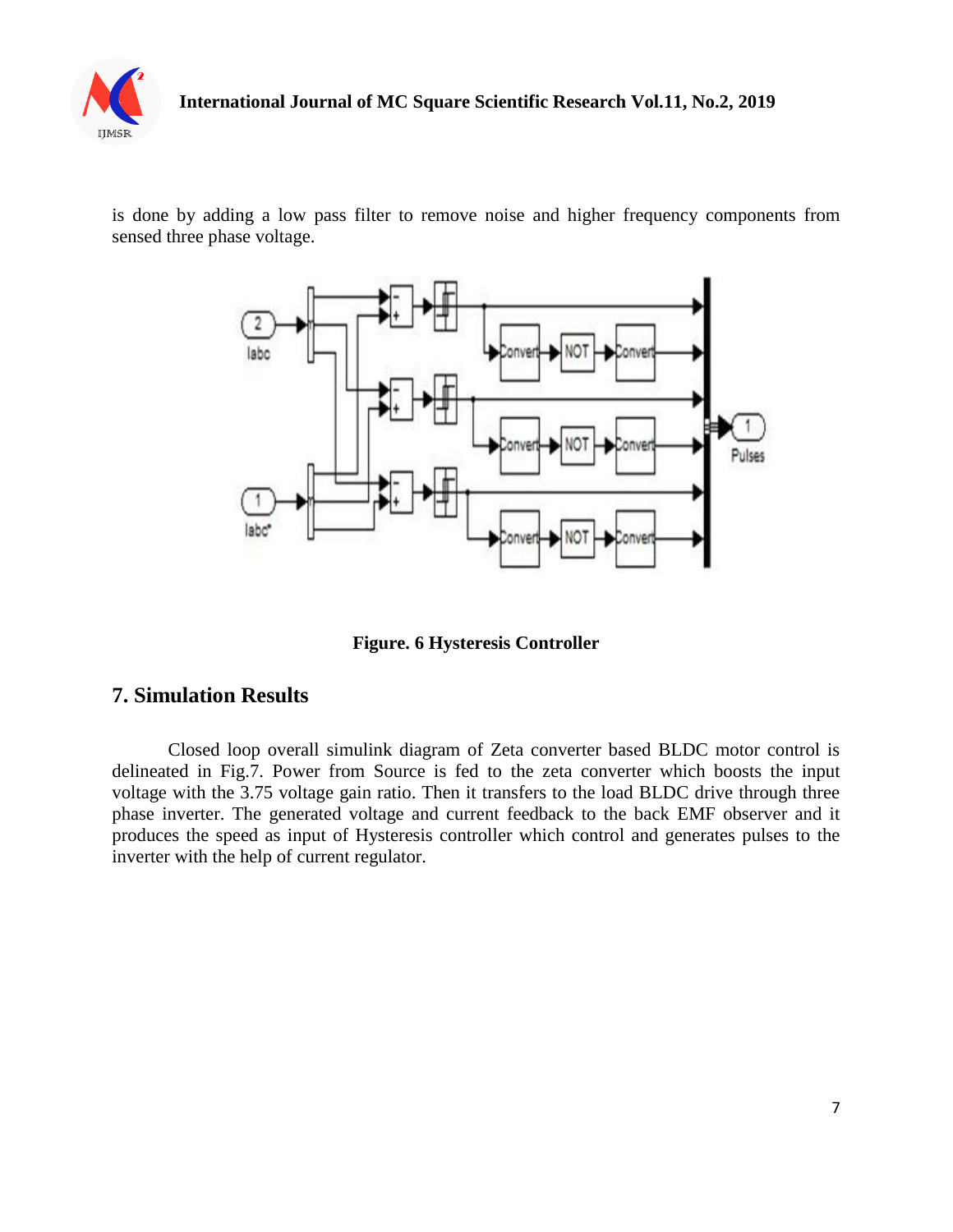is done by adding a low pass filter to remove noise and higher frequency components from sensed three phase voltage.

**Figure. 6 Hysteresis Controller**

## 7. Simulation Results

Closed loop overall simulink diagram of Zeta converter based BLDC motor control is delineated in Fig.7. Power from Source is fed to the zeta converter which boosts the input voltage with the 3.75 voltage gain ratio. Then it transfers to the load BLDC drive through three phase inverter. The generated voltage and current feedback to the back EMF observer and it produces the speed as input of Hysteresis controller which control and generates pulses to the inverter with the help of current regulator.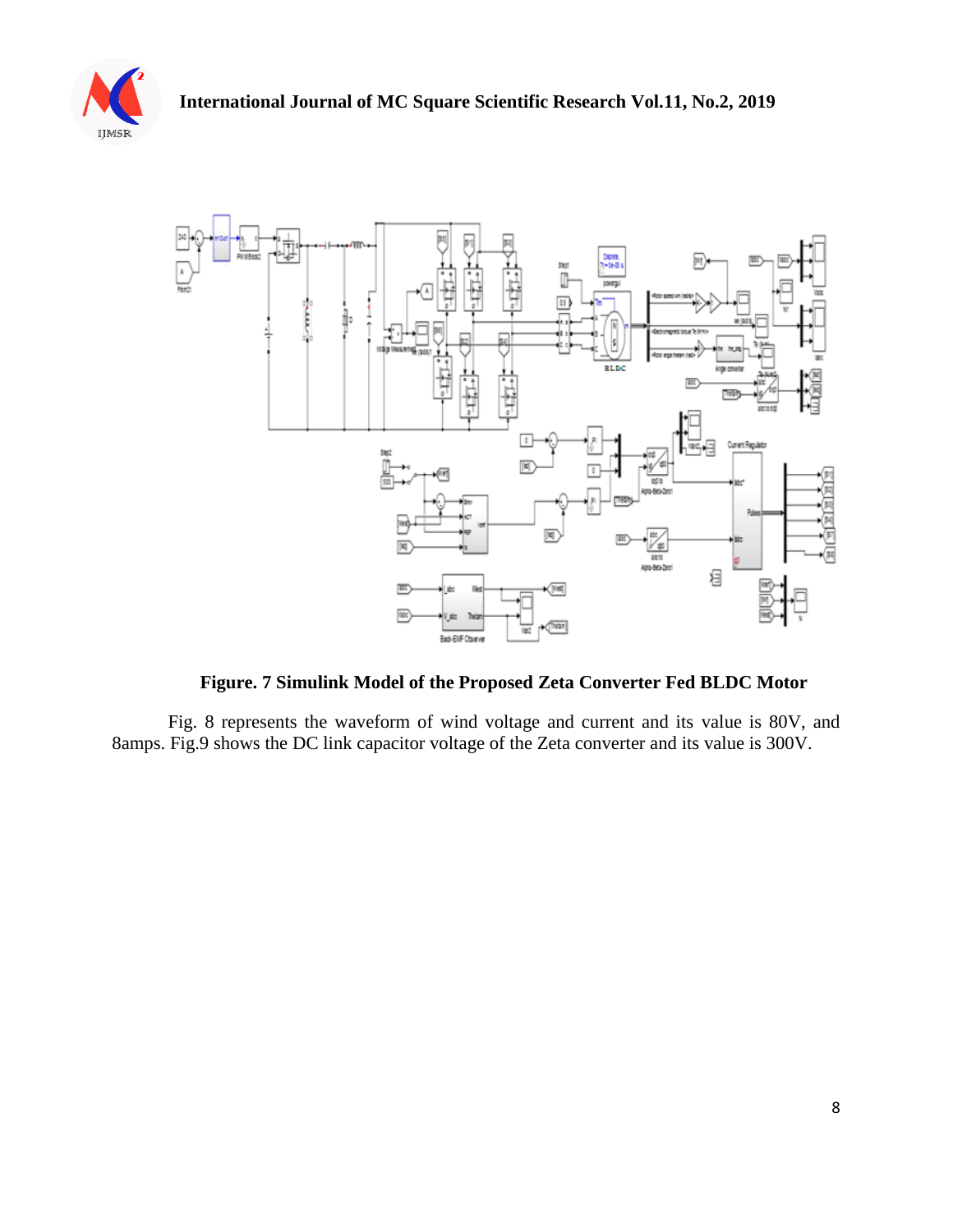**Figure. 7 Simulink Model of the Proposed Zeta Converter Fed BLDC Motor**

Fig. 8 represents the waveform of wind voltage and current and its value is 80V, and 8amps. Fig.9 shows the DC link capacitor voltage of the Zeta converter and its value is 300V.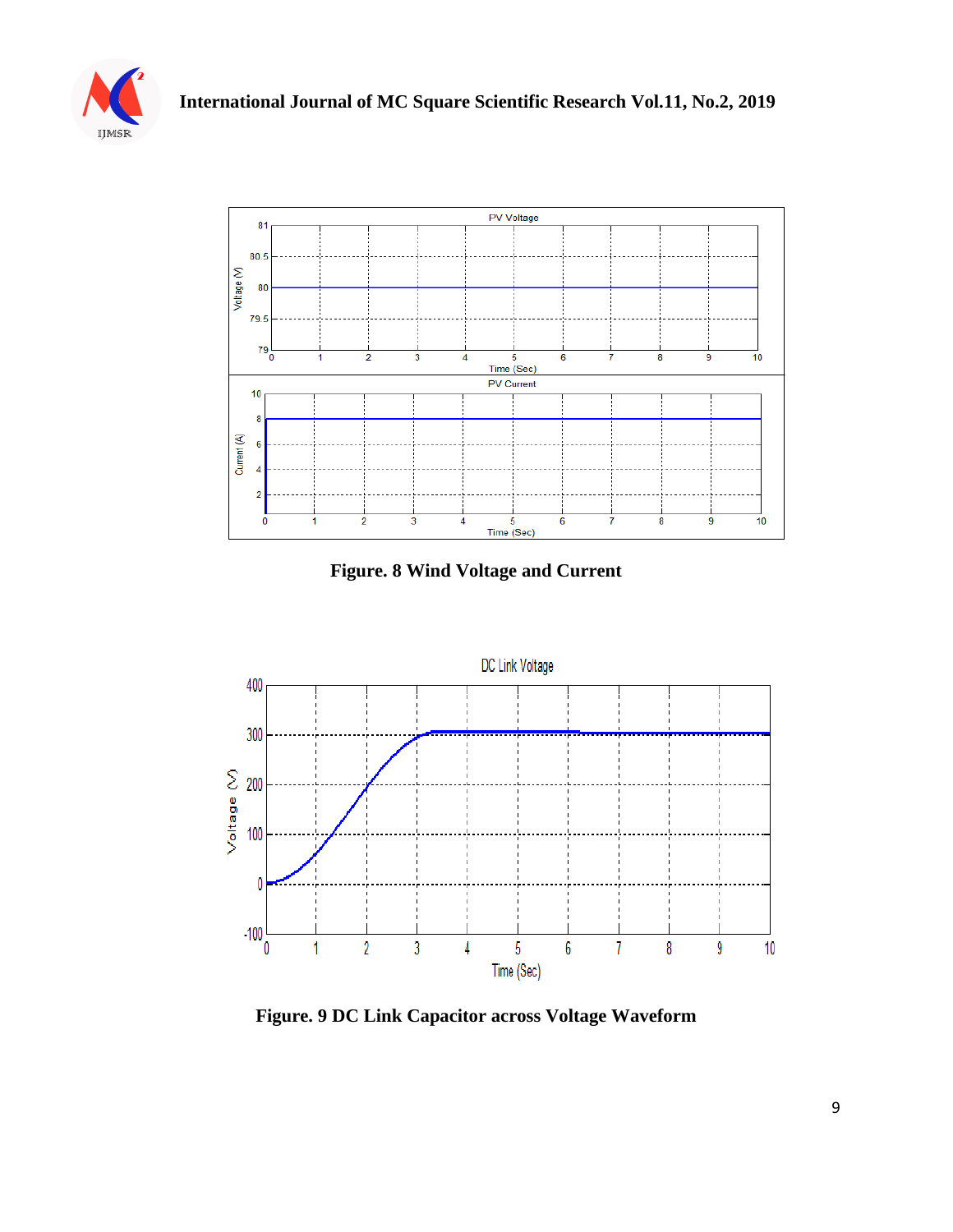Figure. 8 Wind Voltage and Current

Figure. 9 DC Link Capacitor across Voltage Waveform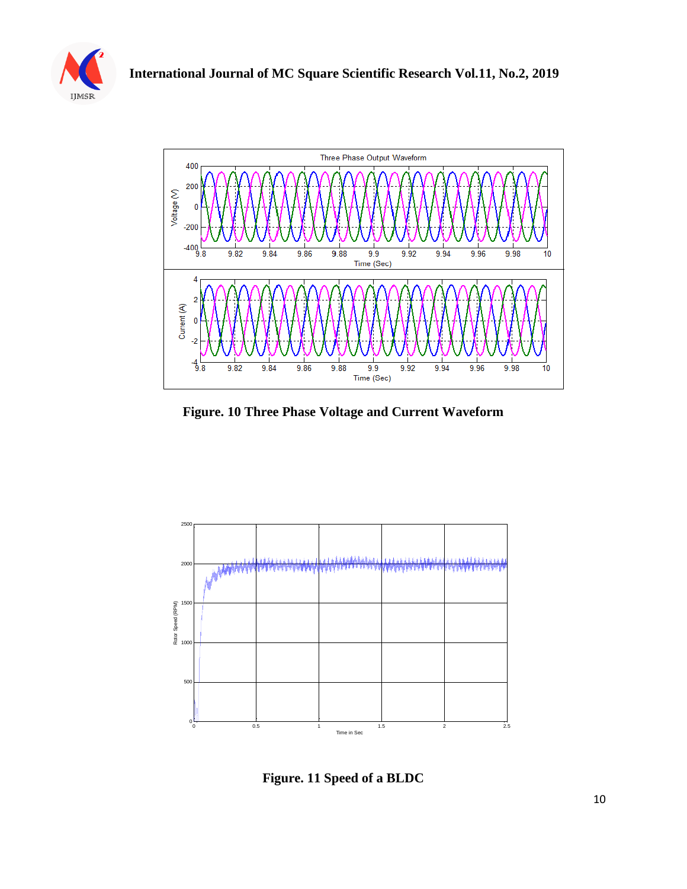**Figure. 10 Three Phase Voltage and Current Waveform**

**Figure. 11 Speed of a BLDC**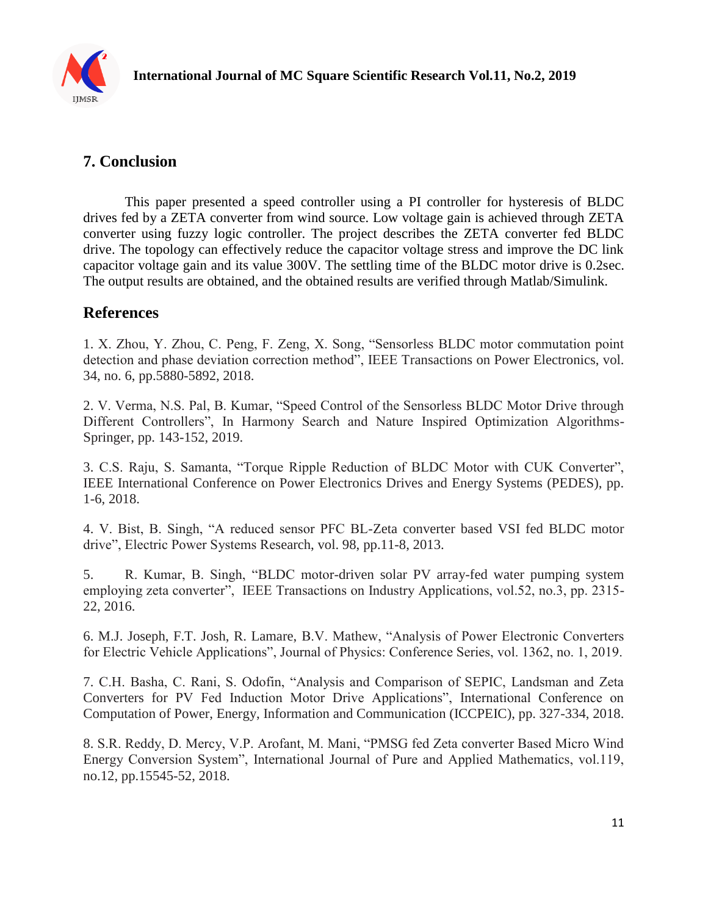## 7. Conclusion

This paper presented a speed controller using a PI controller for hysteresis of BLDC drives fed by a ZETA converter from wind source. Low voltage gain is achieved through ZETA converter using fuzzy logic controller. The project describes the ZETA converter fed BLDC drive. The topology can effectively reduce the capacitor voltage stress and improve the DC link capacitor voltage gain and its value 300V. The settling time of the BLDC motor drive is 0.2sec. The output results are obtained, and the obtained results are verified through Matlab/Simulink.

## References

1. X. Zhou, Y. Zhou, C. Peng, F. Zeng, X. Song, "Sensorless BLDC motor commutation point detection and phase deviation correction method", IEEE Transactions on Power Electronics, vol. 34, no. 6, pp.5880-5892, 2018.

2. V. Verma, N.S. Pal, B. Kumar, "Speed Control of the Sensorless BLDC Motor Drive through Different Controllers", In Harmony Search and Nature Inspired Optimization Algorithms-Springer, pp. 143-152, 2019.

3. C.S. Raju, S. Samanta, "Torque Ripple Reduction of BLDC Motor with CUK Converter", IEEE International Conference on Power Electronics Drives and Energy Systems (PEDES), pp. 1-6, 2018.

4. V. Bist, B. Singh, "A reduced sensor PFC BL-Zeta converter based VSI fed BLDC motor drive", Electric Power Systems Research, vol. 98, pp.11-8, 2013.

5. R. Kumar, B. Singh, "BLDC motor-driven solar PV array-fed water pumping system employing zeta converter", IEEE Transactions on Industry Applications, vol.52, no.3, pp. 2315-22, 2016.

6. M.J. Joseph, F.T. Josh, R. Lamare, B.V. Mathew, "Analysis of Power Electronic Converters for Electric Vehicle Applications", Journal of Physics: Conference Series, vol. 1362, no. 1, 2019.

7. C.H. Basha, C. Rani, S. Odofin, "Analysis and Comparison of SEPIC, Landsman and Zeta Converters for PV Fed Induction Motor Drive Applications", International Conference on Computation of Power, Energy, Information and Communication (ICCPEIC), pp. 327-334, 2018.

8. S.R. Reddy, D. Mercy, V.P. Arofant, M. Mani, "PMSG fed Zeta converter Based Micro Wind Energy Conversion System", International Journal of Pure and Applied Mathematics, vol.119, no.12, pp.15545-52, 2018.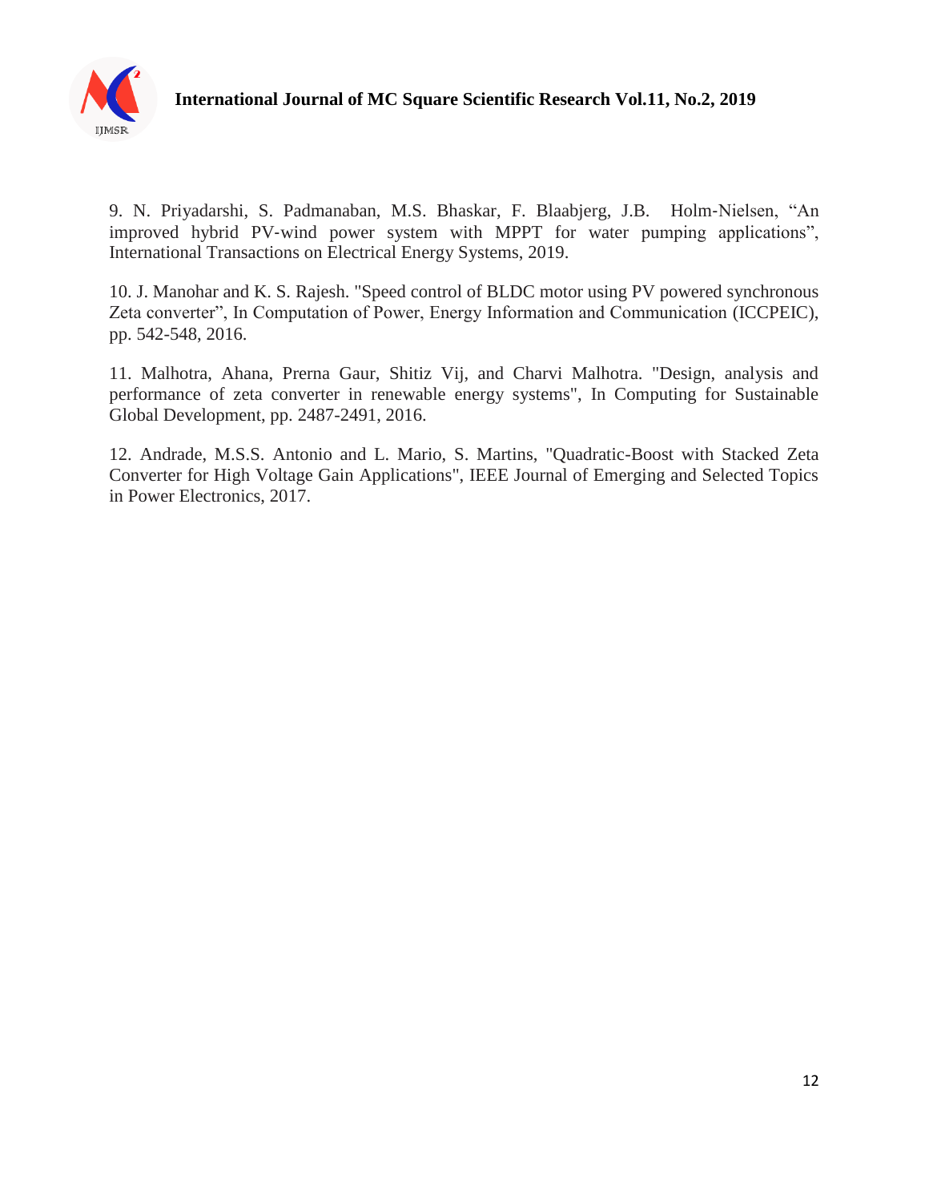9. N. Priyadarshi, S. Padmanaban, M.S. Bhaskar, F. Blaabjerg, J.B. Holm-Nielsen, “An improved hybrid PV-wind power system with MPPT for water pumping applications”, International Transactions on Electrical Energy Systems, 2019.

10. J. Manohar and K. S. Rajesh. "Speed control of BLDC motor using PV powered synchronous Zeta converter”, In Computation of Power, Energy Information and Communication (ICCPEIC), pp. 542-548, 2016.

11. Malhotra, Ahana, Prerna Gaur, Shitiz Vij, and Charvi Malhotra. "Design, analysis and performance of zeta converter in renewable energy systems", In Computing for Sustainable Global Development, pp. 2487-2491, 2016.

12. Andrade, M.S.S. Antonio and L. Mario, S. Martins, "Quadratic-Boost with Stacked Zeta Converter for High Voltage Gain Applications", IEEE Journal of Emerging and Selected Topics in Power Electronics, 2017.